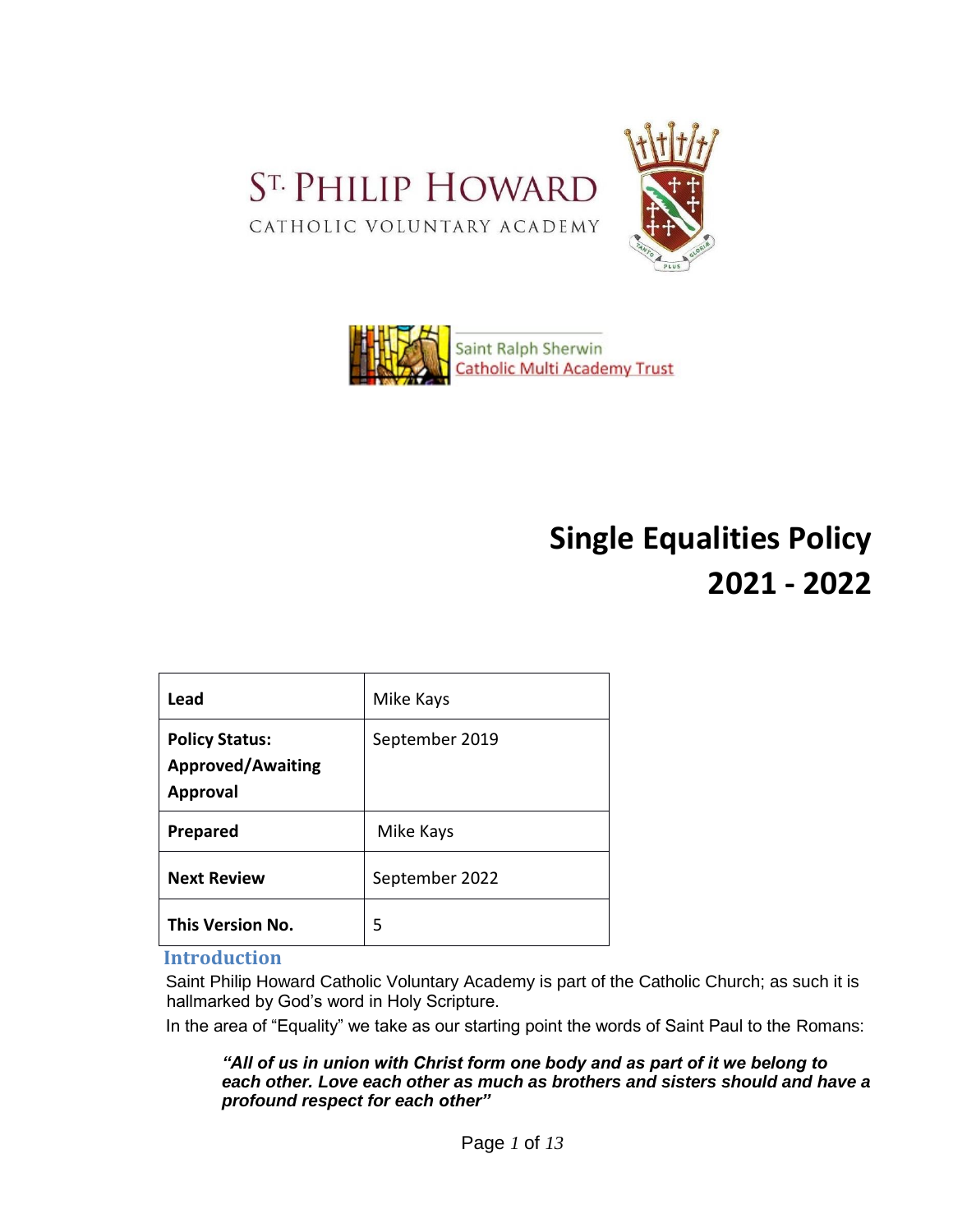ST. PHILIP HOWARD

CATHOLIC VOLUNTARY ACADEMY

Saint Ralph Sherwin
Catholic Multi Academy Trust

# Single Equalities Policy 2021 - 2022

| **Lead** | Mike Kays |
|---|---|
| **Policy Status: Approved/Awaiting Approval** | September 2019 |
| **Prepared** | Mike Kays |
| **Next Review** | September 2022 |
| **This Version No.** | 5 |

## Introduction

Saint Philip Howard Catholic Voluntary Academy is part of the Catholic Church; as such it is hallmarked by God's word in Holy Scripture.

In the area of "Equality" we take as our starting point the words of Saint Paul to the Romans:

> ***"All of us in union with Christ form one body and as part of it we belong to each other. Love each other as much as brothers and sisters should and have a profound respect for each other"***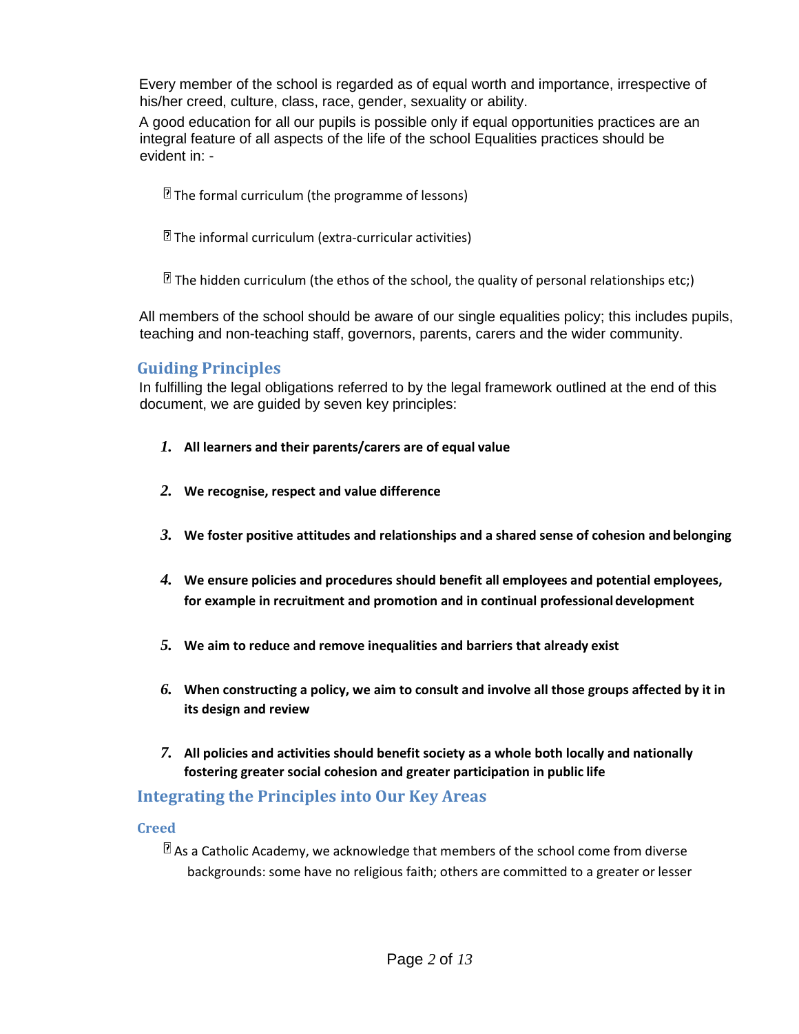Every member of the school is regarded as of equal worth and importance, irrespective of his/her creed, culture, class, race, gender, sexuality or ability.

A good education for all our pupils is possible only if equal opportunities practices are an integral feature of all aspects of the life of the school Equalities practices should be evident in: -

- The formal curriculum (the programme of lessons)
- The informal curriculum (extra-curricular activities)
- The hidden curriculum (the ethos of the school, the quality of personal relationships etc;)

All members of the school should be aware of our single equalities policy; this includes pupils, teaching and non-teaching staff, governors, parents, carers and the wider community.

## Guiding Principles

In fulfilling the legal obligations referred to by the legal framework outlined at the end of this document, we are guided by seven key principles:

1. **All learners and their parents/carers are of equal value**
2. **We recognise, respect and value difference**
3. **We foster positive attitudes and relationships and a shared sense of cohesion and belonging**
4. **We ensure policies and procedures should benefit all employees and potential employees, for example in recruitment and promotion and in continual professional development**
5. **We aim to reduce and remove inequalities and barriers that already exist**
6. **When constructing a policy, we aim to consult and involve all those groups affected by it in its design and review**
7. **All policies and activities should benefit society as a whole both locally and nationally fostering greater social cohesion and greater participation in public life**

## Integrating the Principles into Our Key Areas

### Creed

- As a Catholic Academy, we acknowledge that members of the school come from diverse backgrounds: some have no religious faith; others are committed to a greater or lesser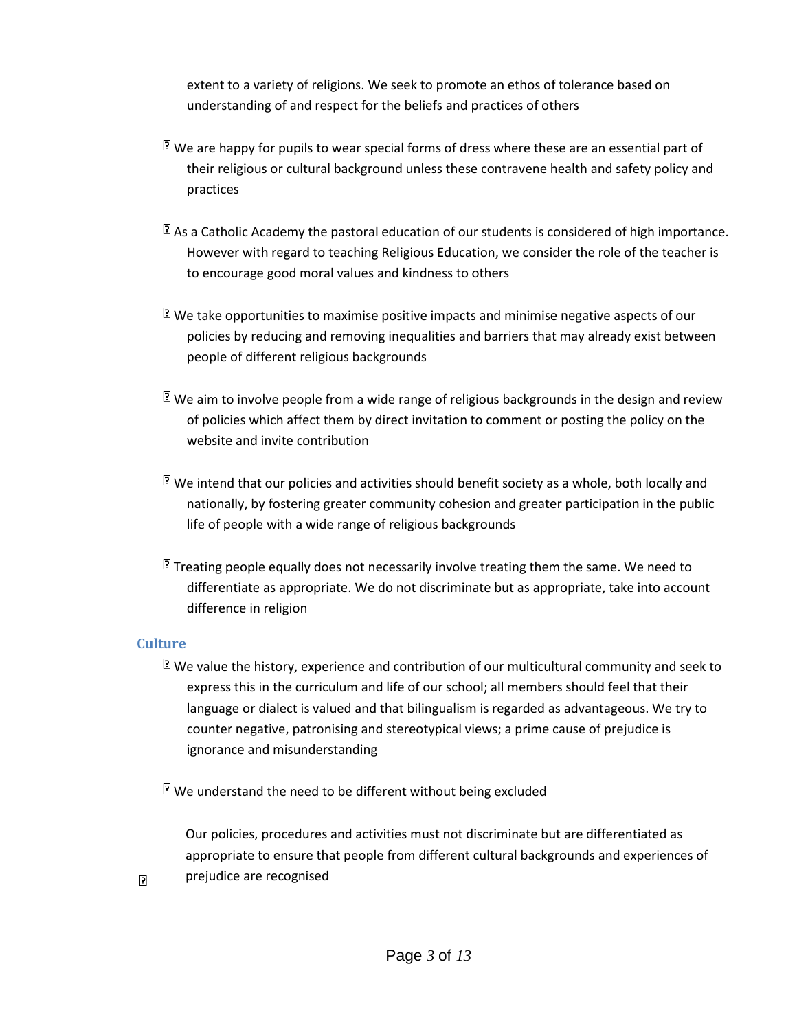extent to a variety of religions. We seek to promote an ethos of tolerance based on understanding of and respect for the beliefs and practices of others

- We are happy for pupils to wear special forms of dress where these are an essential part of their religious or cultural background unless these contravene health and safety policy and practices
- As a Catholic Academy the pastoral education of our students is considered of high importance. However with regard to teaching Religious Education, we consider the role of the teacher is to encourage good moral values and kindness to others
- We take opportunities to maximise positive impacts and minimise negative aspects of our policies by reducing and removing inequalities and barriers that may already exist between people of different religious backgrounds
- We aim to involve people from a wide range of religious backgrounds in the design and review of policies which affect them by direct invitation to comment or posting the policy on the website and invite contribution
- We intend that our policies and activities should benefit society as a whole, both locally and nationally, by fostering greater community cohesion and greater participation in the public life of people with a wide range of religious backgrounds
- Treating people equally does not necessarily involve treating them the same. We need to differentiate as appropriate. We do not discriminate but as appropriate, take into account difference in religion

### Culture

- We value the history, experience and contribution of our multicultural community and seek to express this in the curriculum and life of our school; all members should feel that their language or dialect is valued and that bilingualism is regarded as advantageous. We try to counter negative, patronising and stereotypical views; a prime cause of prejudice is ignorance and misunderstanding
- We understand the need to be different without being excluded
- Our policies, procedures and activities must not discriminate but are differentiated as appropriate to ensure that people from different cultural backgrounds and experiences of prejudice are recognised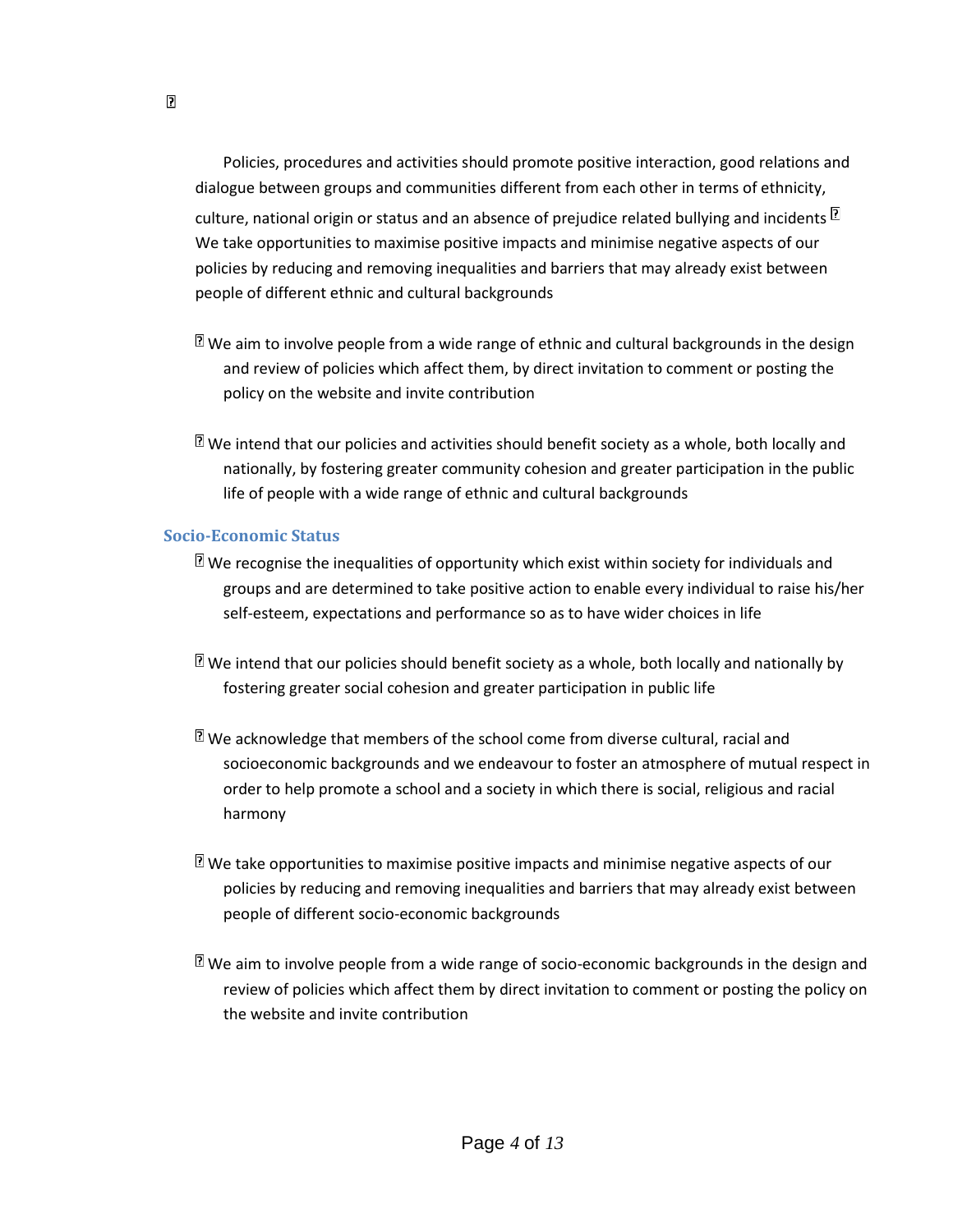Policies, procedures and activities should promote positive interaction, good relations and dialogue between groups and communities different from each other in terms of ethnicity, culture, national origin or status and an absence of prejudice related bullying and incidents

- We take opportunities to maximise positive impacts and minimise negative aspects of our policies by reducing and removing inequalities and barriers that may already exist between people of different ethnic and cultural backgrounds

- We aim to involve people from a wide range of ethnic and cultural backgrounds in the design and review of policies which affect them, by direct invitation to comment or posting the policy on the website and invite contribution

- We intend that our policies and activities should benefit society as a whole, both locally and nationally, by fostering greater community cohesion and greater participation in the public life of people with a wide range of ethnic and cultural backgrounds

### Socio-Economic Status

- We recognise the inequalities of opportunity which exist within society for individuals and groups and are determined to take positive action to enable every individual to raise his/her self-esteem, expectations and performance so as to have wider choices in life

- We intend that our policies should benefit society as a whole, both locally and nationally by fostering greater social cohesion and greater participation in public life

- We acknowledge that members of the school come from diverse cultural, racial and socioeconomic backgrounds and we endeavour to foster an atmosphere of mutual respect in order to help promote a school and a society in which there is social, religious and racial harmony

- We take opportunities to maximise positive impacts and minimise negative aspects of our policies by reducing and removing inequalities and barriers that may already exist between people of different socio-economic backgrounds

- We aim to involve people from a wide range of socio-economic backgrounds in the design and review of policies which affect them by direct invitation to comment or posting the policy on the website and invite contribution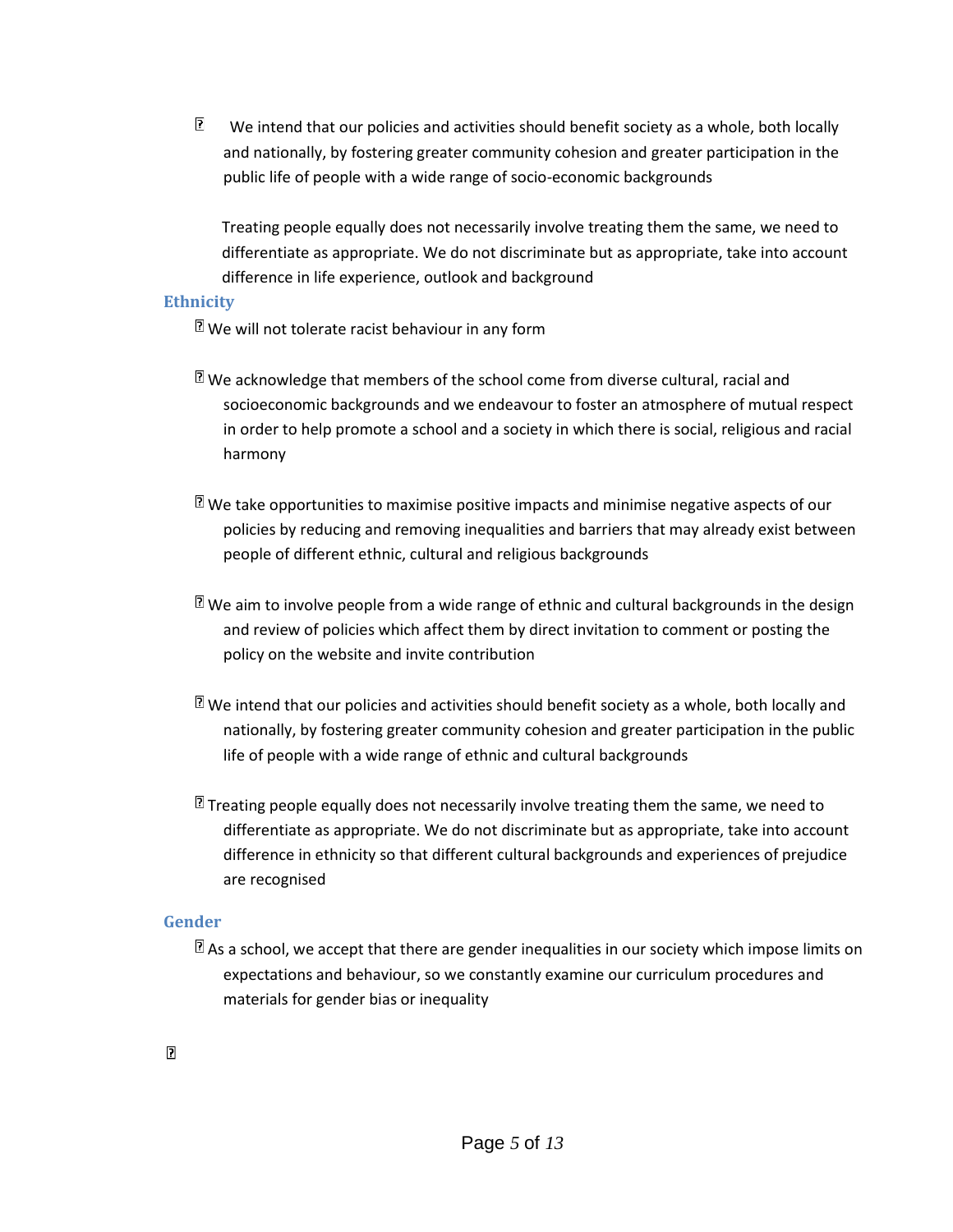- We intend that our policies and activities should benefit society as a whole, both locally and nationally, by fostering greater community cohesion and greater participation in the public life of people with a wide range of socio-economic backgrounds

  Treating people equally does not necessarily involve treating them the same, we need to differentiate as appropriate. We do not discriminate but as appropriate, take into account difference in life experience, outlook and background

### Ethnicity

- We will not tolerate racist behaviour in any form

- We acknowledge that members of the school come from diverse cultural, racial and socioeconomic backgrounds and we endeavour to foster an atmosphere of mutual respect in order to help promote a school and a society in which there is social, religious and racial harmony

- We take opportunities to maximise positive impacts and minimise negative aspects of our policies by reducing and removing inequalities and barriers that may already exist between people of different ethnic, cultural and religious backgrounds

- We aim to involve people from a wide range of ethnic and cultural backgrounds in the design and review of policies which affect them by direct invitation to comment or posting the policy on the website and invite contribution

- We intend that our policies and activities should benefit society as a whole, both locally and nationally, by fostering greater community cohesion and greater participation in the public life of people with a wide range of ethnic and cultural backgrounds

- Treating people equally does not necessarily involve treating them the same, we need to differentiate as appropriate. We do not discriminate but as appropriate, take into account difference in ethnicity so that different cultural backgrounds and experiences of prejudice are recognised

### Gender

- As a school, we accept that there are gender inequalities in our society which impose limits on expectations and behaviour, so we constantly examine our curriculum procedures and materials for gender bias or inequality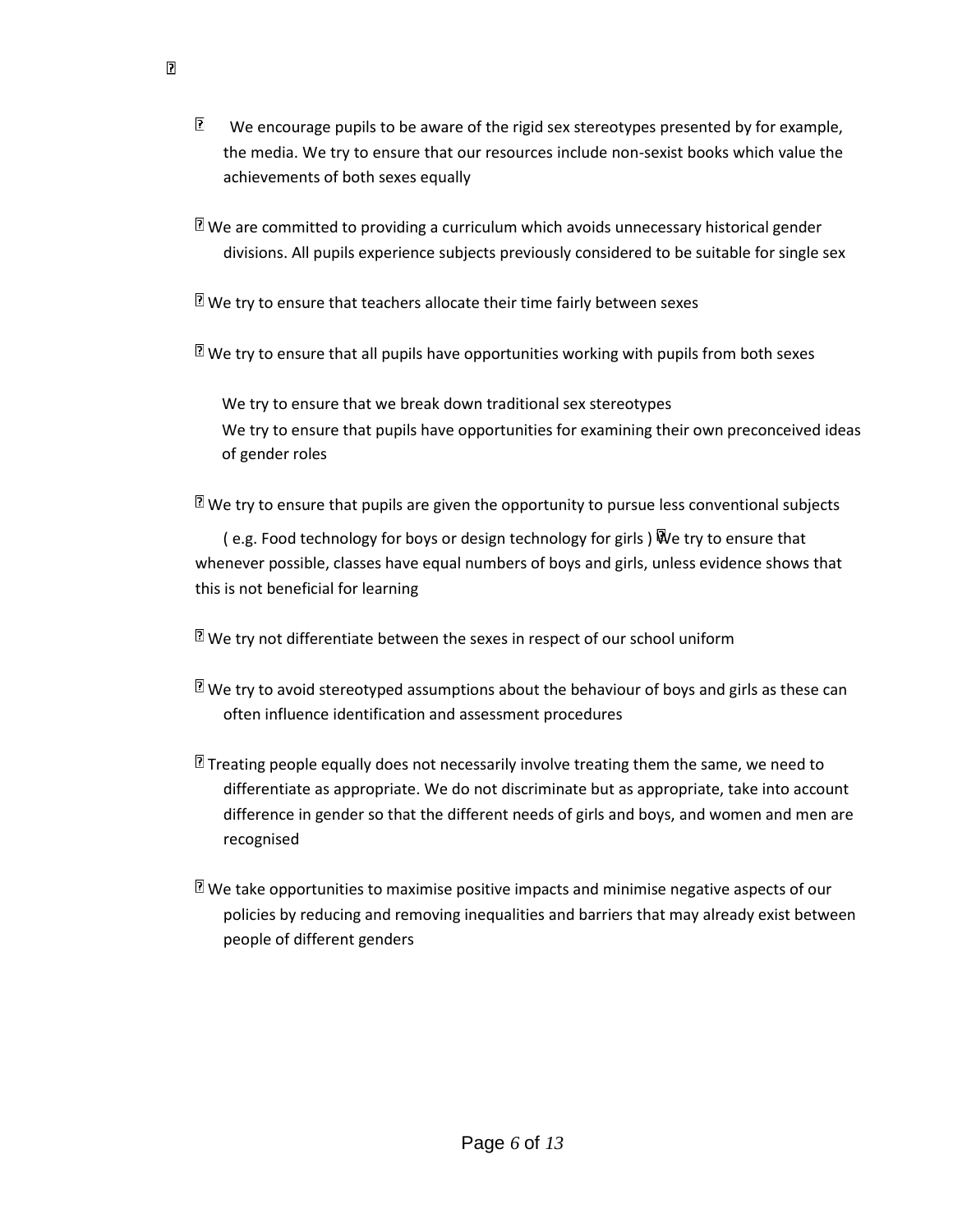- We encourage pupils to be aware of the rigid sex stereotypes presented by for example, the media. We try to ensure that our resources include non-sexist books which value the achievements of both sexes equally

- We are committed to providing a curriculum which avoids unnecessary historical gender divisions. All pupils experience subjects previously considered to be suitable for single sex

- We try to ensure that teachers allocate their time fairly between sexes

- We try to ensure that all pupils have opportunities working with pupils from both sexes

- We try to ensure that we break down traditional sex stereotypes
- We try to ensure that pupils have opportunities for examining their own preconceived ideas of gender roles

- We try to ensure that pupils are given the opportunity to pursue less conventional subjects ( e.g. Food technology for boys or design technology for girls )
- We try to ensure that whenever possible, classes have equal numbers of boys and girls, unless evidence shows that this is not beneficial for learning

- We try not differentiate between the sexes in respect of our school uniform

- We try to avoid stereotyped assumptions about the behaviour of boys and girls as these can often influence identification and assessment procedures

- Treating people equally does not necessarily involve treating them the same, we need to differentiate as appropriate. We do not discriminate but as appropriate, take into account difference in gender so that the different needs of girls and boys, and women and men are recognised

- We take opportunities to maximise positive impacts and minimise negative aspects of our policies by reducing and removing inequalities and barriers that may already exist between people of different genders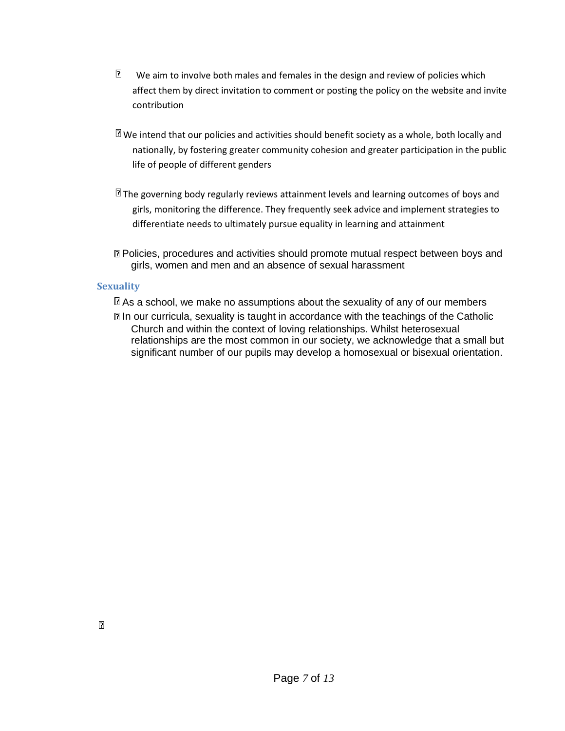- We aim to involve both males and females in the design and review of policies which affect them by direct invitation to comment or posting the policy on the website and invite contribution

- We intend that our policies and activities should benefit society as a whole, both locally and nationally, by fostering greater community cohesion and greater participation in the public life of people of different genders

- The governing body regularly reviews attainment levels and learning outcomes of boys and girls, monitoring the difference. They frequently seek advice and implement strategies to differentiate needs to ultimately pursue equality in learning and attainment

- Policies, procedures and activities should promote mutual respect between boys and girls, women and men and an absence of sexual harassment

### Sexuality

- As a school, we make no assumptions about the sexuality of any of our members
- In our curricula, sexuality is taught in accordance with the teachings of the Catholic Church and within the context of loving relationships. Whilst heterosexual relationships are the most common in our society, we acknowledge that a small but significant number of our pupils may develop a homosexual or bisexual orientation.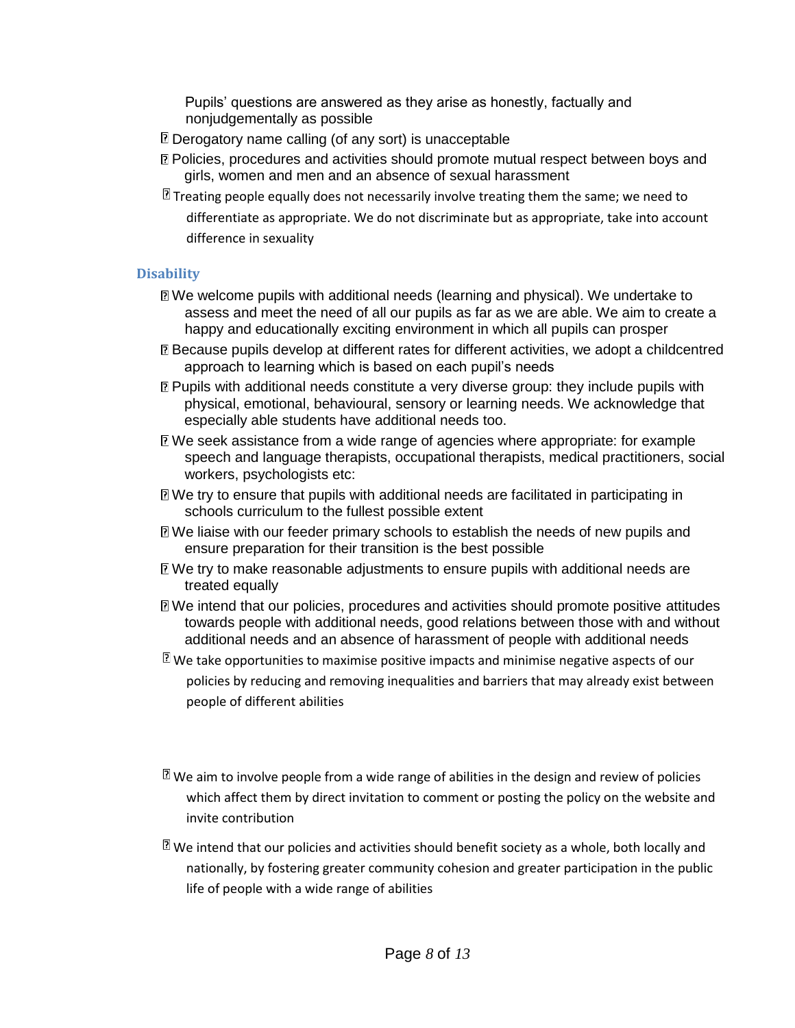Pupils' questions are answered as they arise as honestly, factually and nonjudgementally as possible

- Derogatory name calling (of any sort) is unacceptable
- Policies, procedures and activities should promote mutual respect between boys and girls, women and men and an absence of sexual harassment
- Treating people equally does not necessarily involve treating them the same; we need to differentiate as appropriate. We do not discriminate but as appropriate, take into account difference in sexuality

## Disability

- We welcome pupils with additional needs (learning and physical). We undertake to assess and meet the need of all our pupils as far as we are able. We aim to create a happy and educationally exciting environment in which all pupils can prosper
- Because pupils develop at different rates for different activities, we adopt a childcentred approach to learning which is based on each pupil's needs
- Pupils with additional needs constitute a very diverse group: they include pupils with physical, emotional, behavioural, sensory or learning needs. We acknowledge that especially able students have additional needs too.
- We seek assistance from a wide range of agencies where appropriate: for example speech and language therapists, occupational therapists, medical practitioners, social workers, psychologists etc:
- We try to ensure that pupils with additional needs are facilitated in participating in schools curriculum to the fullest possible extent
- We liaise with our feeder primary schools to establish the needs of new pupils and ensure preparation for their transition is the best possible
- We try to make reasonable adjustments to ensure pupils with additional needs are treated equally
- We intend that our policies, procedures and activities should promote positive attitudes towards people with additional needs, good relations between those with and without additional needs and an absence of harassment of people with additional needs
- We take opportunities to maximise positive impacts and minimise negative aspects of our policies by reducing and removing inequalities and barriers that may already exist between people of different abilities
- We aim to involve people from a wide range of abilities in the design and review of policies which affect them by direct invitation to comment or posting the policy on the website and invite contribution
- We intend that our policies and activities should benefit society as a whole, both locally and nationally, by fostering greater community cohesion and greater participation in the public life of people with a wide range of abilities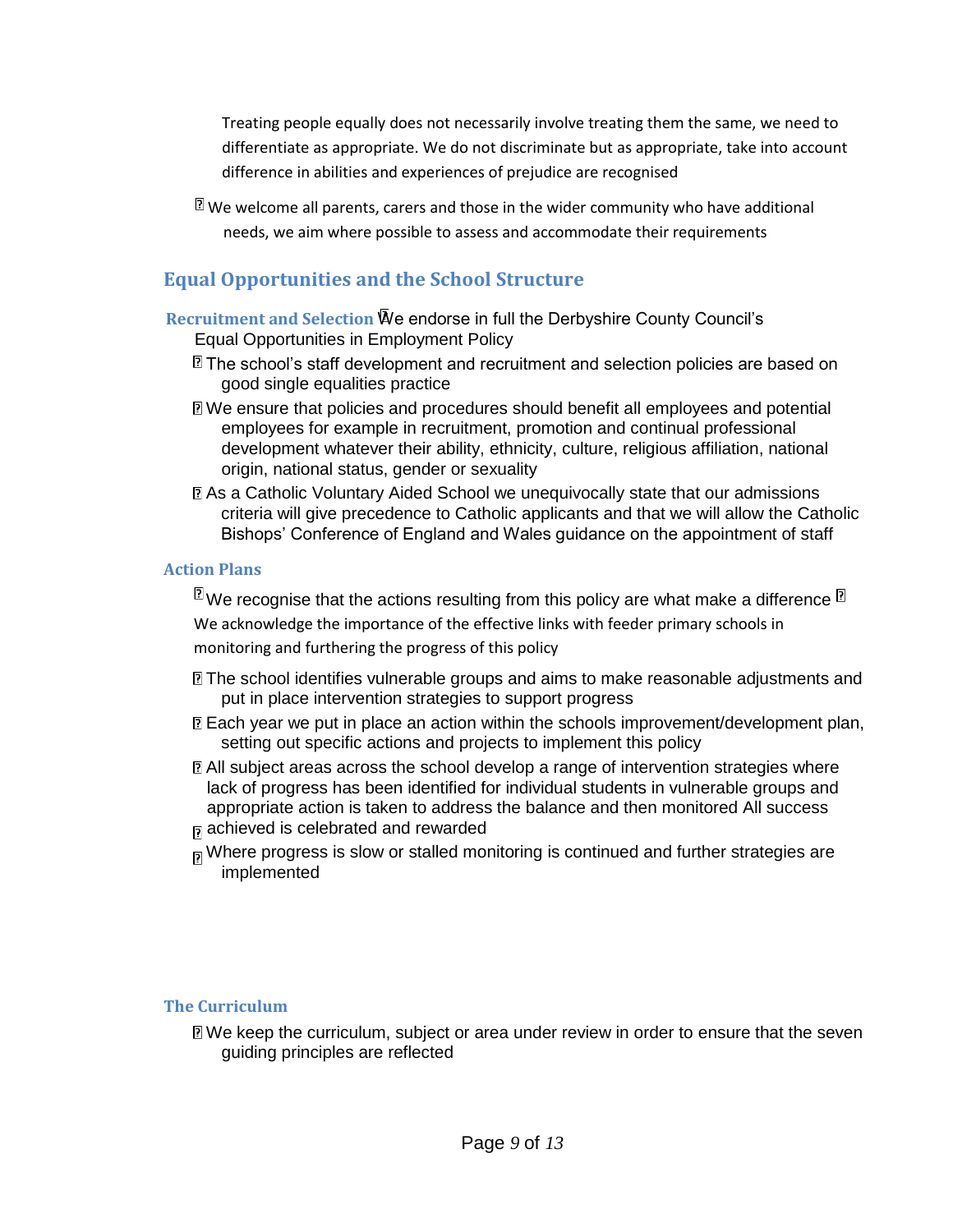Treating people equally does not necessarily involve treating them the same, we need to differentiate as appropriate. We do not discriminate but as appropriate, take into account difference in abilities and experiences of prejudice are recognised

- We welcome all parents, carers and those in the wider community who have additional needs, we aim where possible to assess and accommodate their requirements

## Equal Opportunities and the School Structure

### Recruitment and Selection

- We endorse in full the Derbyshire County Council's Equal Opportunities in Employment Policy
- The school's staff development and recruitment and selection policies are based on good single equalities practice
- We ensure that policies and procedures should benefit all employees and potential employees for example in recruitment, promotion and continual professional development whatever their ability, ethnicity, culture, religious affiliation, national origin, national status, gender or sexuality
- As a Catholic Voluntary Aided School we unequivocally state that our admissions criteria will give precedence to Catholic applicants and that we will allow the Catholic Bishops' Conference of England and Wales guidance on the appointment of staff

### Action Plans

- We recognise that the actions resulting from this policy are what make a difference
- We acknowledge the importance of the effective links with feeder primary schools in monitoring and furthering the progress of this policy
- The school identifies vulnerable groups and aims to make reasonable adjustments and put in place intervention strategies to support progress
- Each year we put in place an action within the schools improvement/development plan, setting out specific actions and projects to implement this policy
- All subject areas across the school develop a range of intervention strategies where lack of progress has been identified for individual students in vulnerable groups and appropriate action is taken to address the balance and then monitored
- All success achieved is celebrated and rewarded
- Where progress is slow or stalled monitoring is continued and further strategies are implemented

### The Curriculum

- We keep the curriculum, subject or area under review in order to ensure that the seven guiding principles are reflected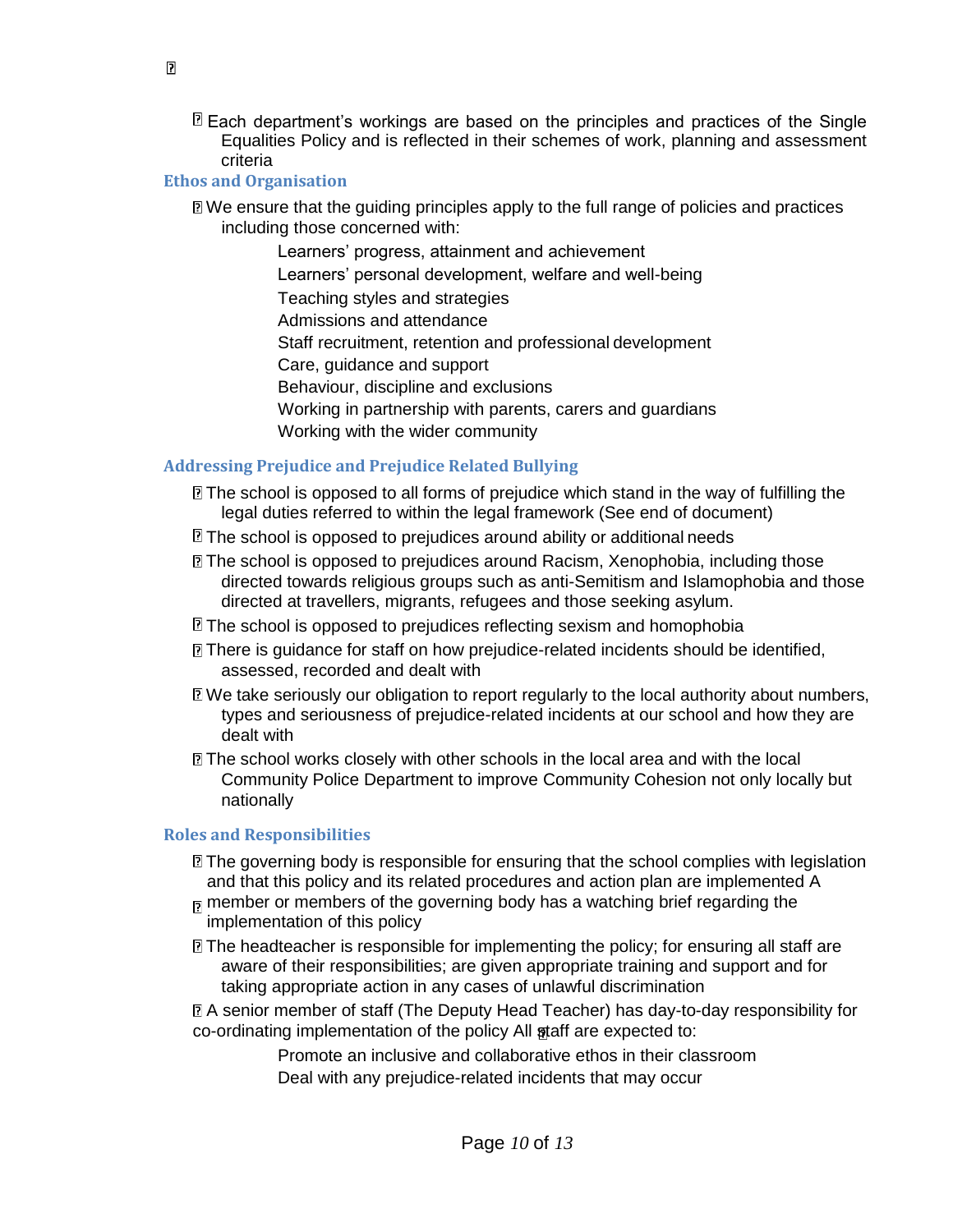- Each department's workings are based on the principles and practices of the Single Equalities Policy and is reflected in their schemes of work, planning and assessment criteria

## Ethos and Organisation

- We ensure that the guiding principles apply to the full range of policies and practices including those concerned with:
  - Learners' progress, attainment and achievement
  - Learners' personal development, welfare and well-being
  - Teaching styles and strategies
  - Admissions and attendance
  - Staff recruitment, retention and professional development
  - Care, guidance and support
  - Behaviour, discipline and exclusions
  - Working in partnership with parents, carers and guardians
  - Working with the wider community

## Addressing Prejudice and Prejudice Related Bullying

- The school is opposed to all forms of prejudice which stand in the way of fulfilling the legal duties referred to within the legal framework (See end of document)
- The school is opposed to prejudices around ability or additional needs
- The school is opposed to prejudices around Racism, Xenophobia, including those directed towards religious groups such as anti-Semitism and Islamophobia and those directed at travellers, migrants, refugees and those seeking asylum.
- The school is opposed to prejudices reflecting sexism and homophobia
- There is guidance for staff on how prejudice-related incidents should be identified, assessed, recorded and dealt with
- We take seriously our obligation to report regularly to the local authority about numbers, types and seriousness of prejudice-related incidents at our school and how they are dealt with
- The school works closely with other schools in the local area and with the local Community Police Department to improve Community Cohesion not only locally but nationally

## Roles and Responsibilities

- The governing body is responsible for ensuring that the school complies with legislation and that this policy and its related procedures and action plan are implemented A
- member or members of the governing body has a watching brief regarding the implementation of this policy
- The headteacher is responsible for implementing the policy; for ensuring all staff are aware of their responsibilities; are given appropriate training and support and for taking appropriate action in any cases of unlawful discrimination
- A senior member of staff (The Deputy Head Teacher) has day-to-day responsibility for co-ordinating implementation of the policy All staff are expected to:
  - Promote an inclusive and collaborative ethos in their classroom
  - Deal with any prejudice-related incidents that may occur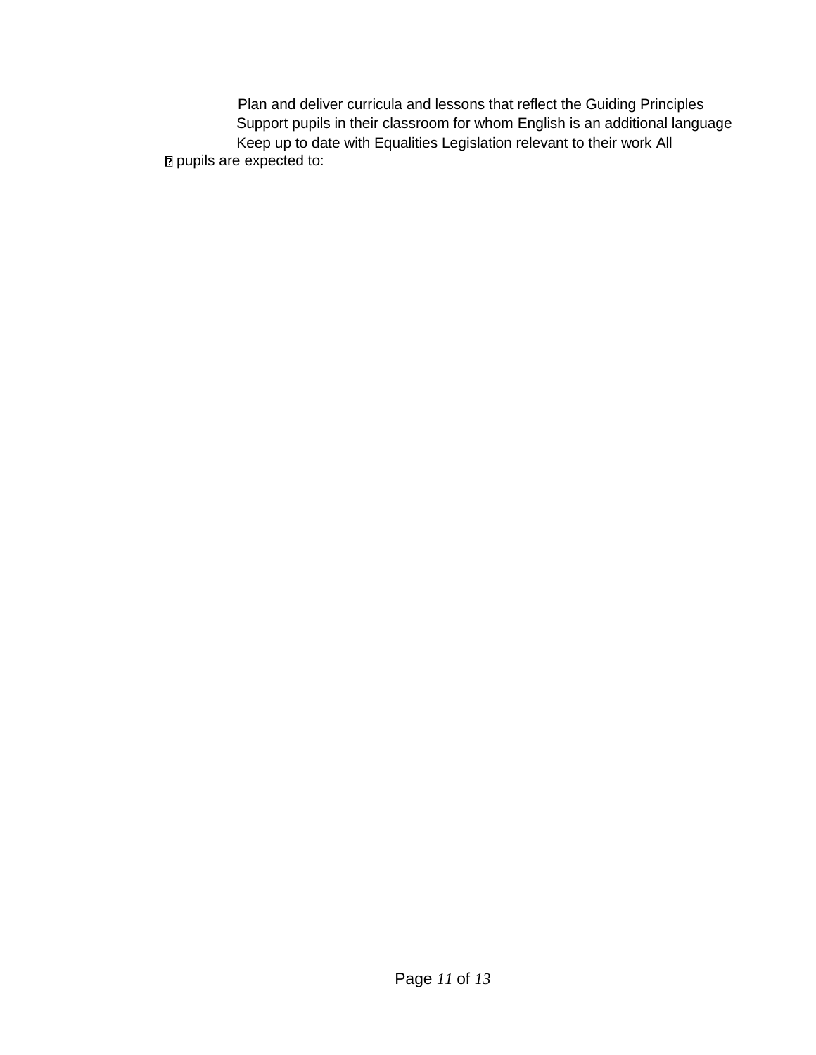- Plan and deliver curricula and lessons that reflect the Guiding Principles
- Support pupils in their classroom for whom English is an additional language
- Keep up to date with Equalities Legislation relevant to their work

All pupils are expected to: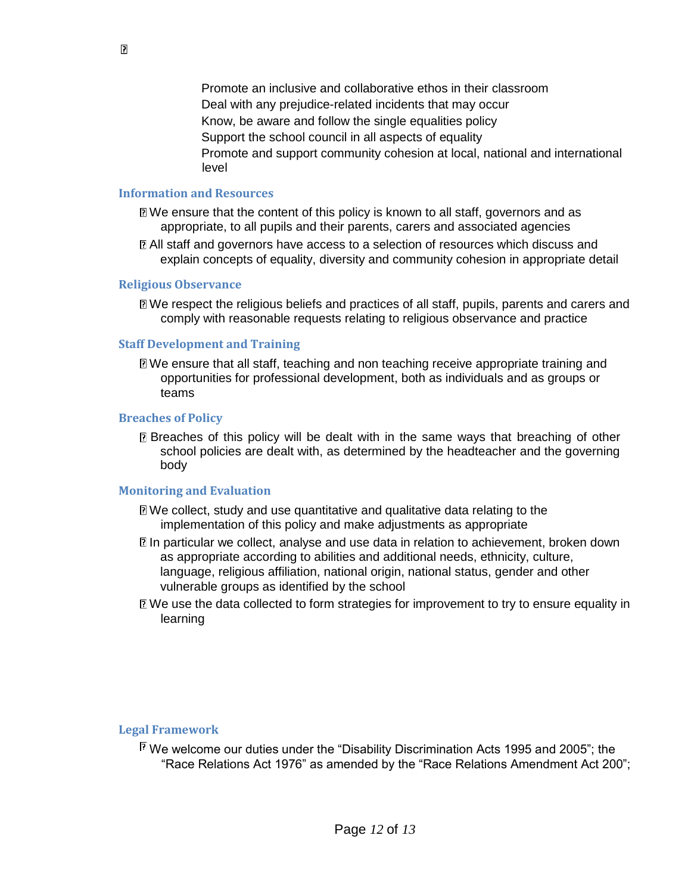- Promote an inclusive and collaborative ethos in their classroom
- Deal with any prejudice-related incidents that may occur
- Know, be aware and follow the single equalities policy
- Support the school council in all aspects of equality
- Promote and support community cohesion at local, national and international level

## Information and Resources

- We ensure that the content of this policy is known to all staff, governors and as appropriate, to all pupils and their parents, carers and associated agencies
- All staff and governors have access to a selection of resources which discuss and explain concepts of equality, diversity and community cohesion in appropriate detail

## Religious Observance

- We respect the religious beliefs and practices of all staff, pupils, parents and carers and comply with reasonable requests relating to religious observance and practice

## Staff Development and Training

- We ensure that all staff, teaching and non teaching receive appropriate training and opportunities for professional development, both as individuals and as groups or teams

## Breaches of Policy

- Breaches of this policy will be dealt with in the same ways that breaching of other school policies are dealt with, as determined by the headteacher and the governing body

## Monitoring and Evaluation

- We collect, study and use quantitative and qualitative data relating to the implementation of this policy and make adjustments as appropriate
- In particular we collect, analyse and use data in relation to achievement, broken down as appropriate according to abilities and additional needs, ethnicity, culture, language, religious affiliation, national origin, national status, gender and other vulnerable groups as identified by the school
- We use the data collected to form strategies for improvement to try to ensure equality in learning

## Legal Framework

- We welcome our duties under the “Disability Discrimination Acts 1995 and 2005”; the “Race Relations Act 1976” as amended by the “Race Relations Amendment Act 200”;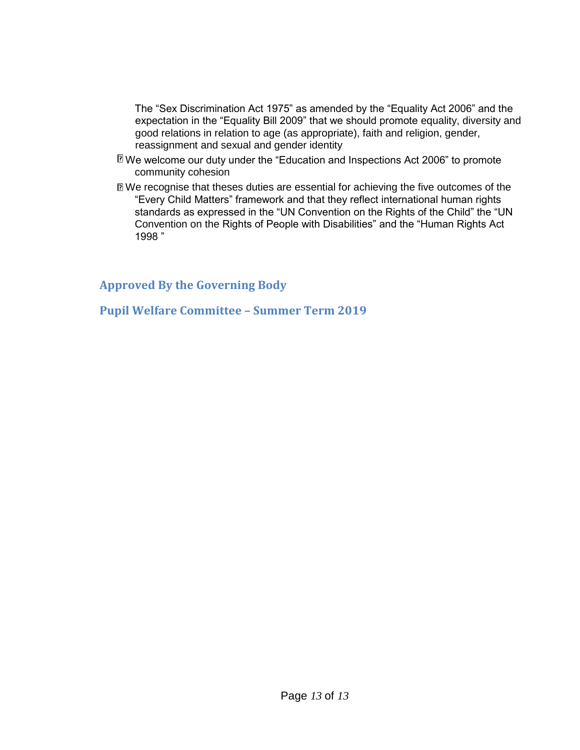The "Sex Discrimination Act 1975" as amended by the "Equality Act 2006" and the expectation in the "Equality Bill 2009" that we should promote equality, diversity and good relations in relation to age (as appropriate), faith and religion, gender, reassignment and sexual and gender identity

- We welcome our duty under the "Education and Inspections Act 2006" to promote community cohesion
- We recognise that theses duties are essential for achieving the five outcomes of the "Every Child Matters" framework and that they reflect international human rights standards as expressed in the "UN Convention on the Rights of the Child" the "UN Convention on the Rights of People with Disabilities" and the "Human Rights Act 1998 "

### Approved By the Governing Body

### Pupil Welfare Committee – Summer Term 2019